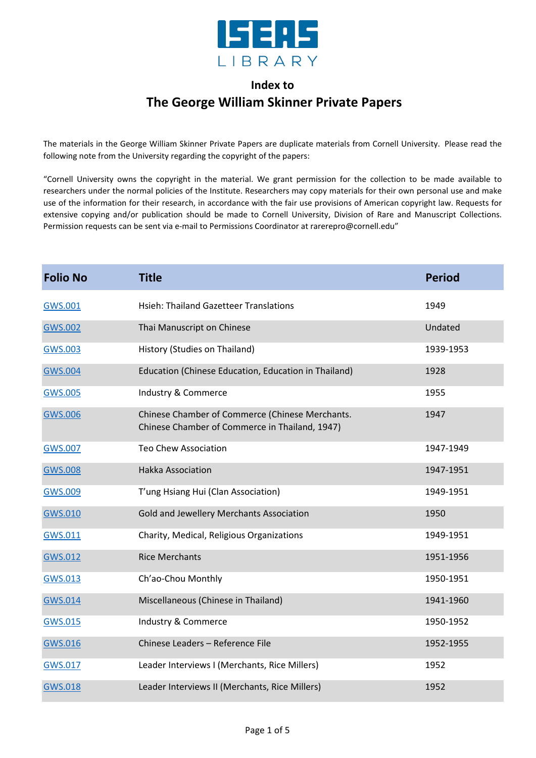ISEAS LIBRARY

## Index to

# The George William Skinner Private Papers

The materials in the George William Skinner Private Papers are duplicate materials from Cornell University. Please read the following note from the University regarding the copyright of the papers:

"Cornell University owns the copyright in the material. We grant permission for the collection to be made available to researchers under the normal policies of the Institute. Researchers may copy materials for their own personal use and make use of the information for their research, in accordance with the fair use provisions of American copyright law. Requests for extensive copying and/or publication should be made to Cornell University, Division of Rare and Manuscript Collections. Permission requests can be sent via e-mail to Permissions Coordinator at rarerepro@cornell.edu"

| Folio No | Title | Period |
|---|---|---|
| GWS.001 | Hsieh: Thailand Gazetteer Translations | 1949 |
| GWS.002 | Thai Manuscript on Chinese | Undated |
| GWS.003 | History (Studies on Thailand) | 1939-1953 |
| GWS.004 | Education (Chinese Education, Education in Thailand) | 1928 |
| GWS.005 | Industry & Commerce | 1955 |
| GWS.006 | Chinese Chamber of Commerce (Chinese Merchants. Chinese Chamber of Commerce in Thailand, 1947) | 1947 |
| GWS.007 | Teo Chew Association | 1947-1949 |
| GWS.008 | Hakka Association | 1947-1951 |
| GWS.009 | T'ung Hsiang Hui (Clan Association) | 1949-1951 |
| GWS.010 | Gold and Jewellery Merchants Association | 1950 |
| GWS.011 | Charity, Medical, Religious Organizations | 1949-1951 |
| GWS.012 | Rice Merchants | 1951-1956 |
| GWS.013 | Ch'ao-Chou Monthly | 1950-1951 |
| GWS.014 | Miscellaneous (Chinese in Thailand) | 1941-1960 |
| GWS.015 | Industry & Commerce | 1950-1952 |
| GWS.016 | Chinese Leaders – Reference File | 1952-1955 |
| GWS.017 | Leader Interviews I (Merchants, Rice Millers) | 1952 |
| GWS.018 | Leader Interviews II (Merchants, Rice Millers) | 1952 |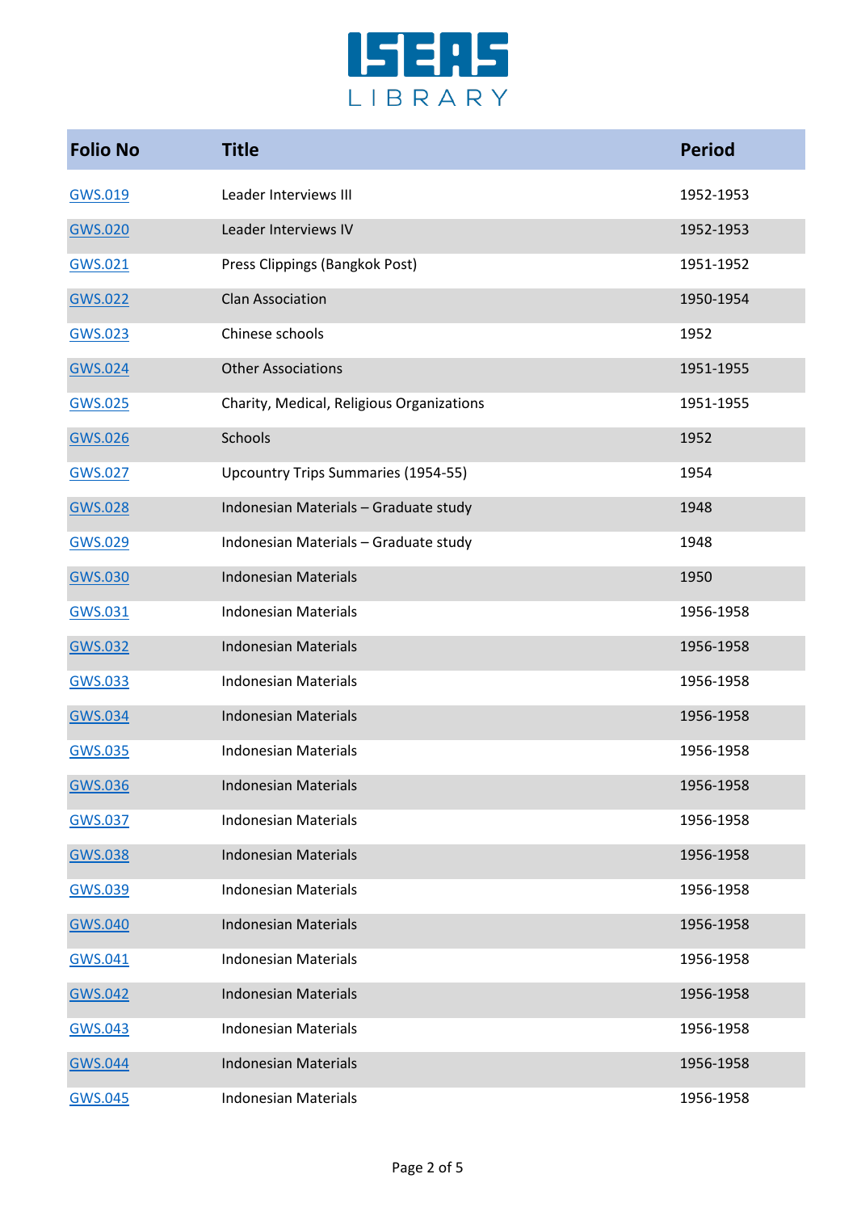| Folio No | Title | Period |
| --- | --- | --- |
| GWS.019 | Leader Interviews III | 1952-1953 |
| GWS.020 | Leader Interviews IV | 1952-1953 |
| GWS.021 | Press Clippings (Bangkok Post) | 1951-1952 |
| GWS.022 | Clan Association | 1950-1954 |
| GWS.023 | Chinese schools | 1952 |
| GWS.024 | Other Associations | 1951-1955 |
| GWS.025 | Charity, Medical, Religious Organizations | 1951-1955 |
| GWS.026 | Schools | 1952 |
| GWS.027 | Upcountry Trips Summaries (1954-55) | 1954 |
| GWS.028 | Indonesian Materials – Graduate study | 1948 |
| GWS.029 | Indonesian Materials – Graduate study | 1948 |
| GWS.030 | Indonesian Materials | 1950 |
| GWS.031 | Indonesian Materials | 1956-1958 |
| GWS.032 | Indonesian Materials | 1956-1958 |
| GWS.033 | Indonesian Materials | 1956-1958 |
| GWS.034 | Indonesian Materials | 1956-1958 |
| GWS.035 | Indonesian Materials | 1956-1958 |
| GWS.036 | Indonesian Materials | 1956-1958 |
| GWS.037 | Indonesian Materials | 1956-1958 |
| GWS.038 | Indonesian Materials | 1956-1958 |
| GWS.039 | Indonesian Materials | 1956-1958 |
| GWS.040 | Indonesian Materials | 1956-1958 |
| GWS.041 | Indonesian Materials | 1956-1958 |
| GWS.042 | Indonesian Materials | 1956-1958 |
| GWS.043 | Indonesian Materials | 1956-1958 |
| GWS.044 | Indonesian Materials | 1956-1958 |
| GWS.045 | Indonesian Materials | 1956-1958 |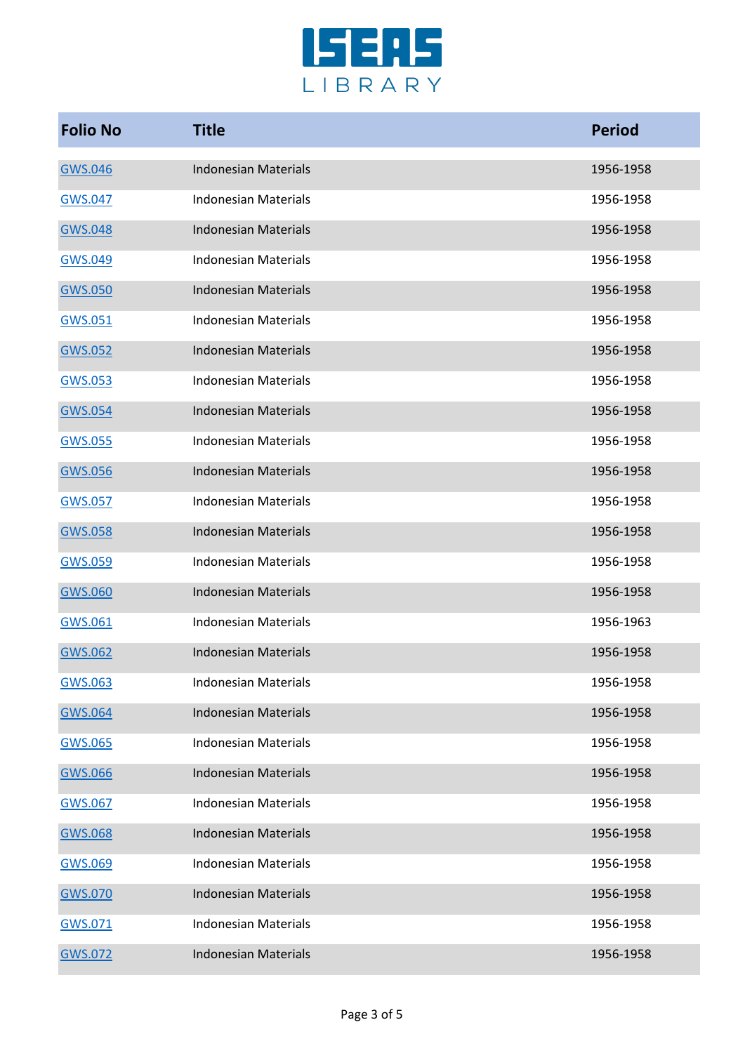| Folio No | Title | Period |
| --- | --- | --- |
| GWS.046 | Indonesian Materials | 1956-1958 |
| GWS.047 | Indonesian Materials | 1956-1958 |
| GWS.048 | Indonesian Materials | 1956-1958 |
| GWS.049 | Indonesian Materials | 1956-1958 |
| GWS.050 | Indonesian Materials | 1956-1958 |
| GWS.051 | Indonesian Materials | 1956-1958 |
| GWS.052 | Indonesian Materials | 1956-1958 |
| GWS.053 | Indonesian Materials | 1956-1958 |
| GWS.054 | Indonesian Materials | 1956-1958 |
| GWS.055 | Indonesian Materials | 1956-1958 |
| GWS.056 | Indonesian Materials | 1956-1958 |
| GWS.057 | Indonesian Materials | 1956-1958 |
| GWS.058 | Indonesian Materials | 1956-1958 |
| GWS.059 | Indonesian Materials | 1956-1958 |
| GWS.060 | Indonesian Materials | 1956-1958 |
| GWS.061 | Indonesian Materials | 1956-1963 |
| GWS.062 | Indonesian Materials | 1956-1958 |
| GWS.063 | Indonesian Materials | 1956-1958 |
| GWS.064 | Indonesian Materials | 1956-1958 |
| GWS.065 | Indonesian Materials | 1956-1958 |
| GWS.066 | Indonesian Materials | 1956-1958 |
| GWS.067 | Indonesian Materials | 1956-1958 |
| GWS.068 | Indonesian Materials | 1956-1958 |
| GWS.069 | Indonesian Materials | 1956-1958 |
| GWS.070 | Indonesian Materials | 1956-1958 |
| GWS.071 | Indonesian Materials | 1956-1958 |
| GWS.072 | Indonesian Materials | 1956-1958 |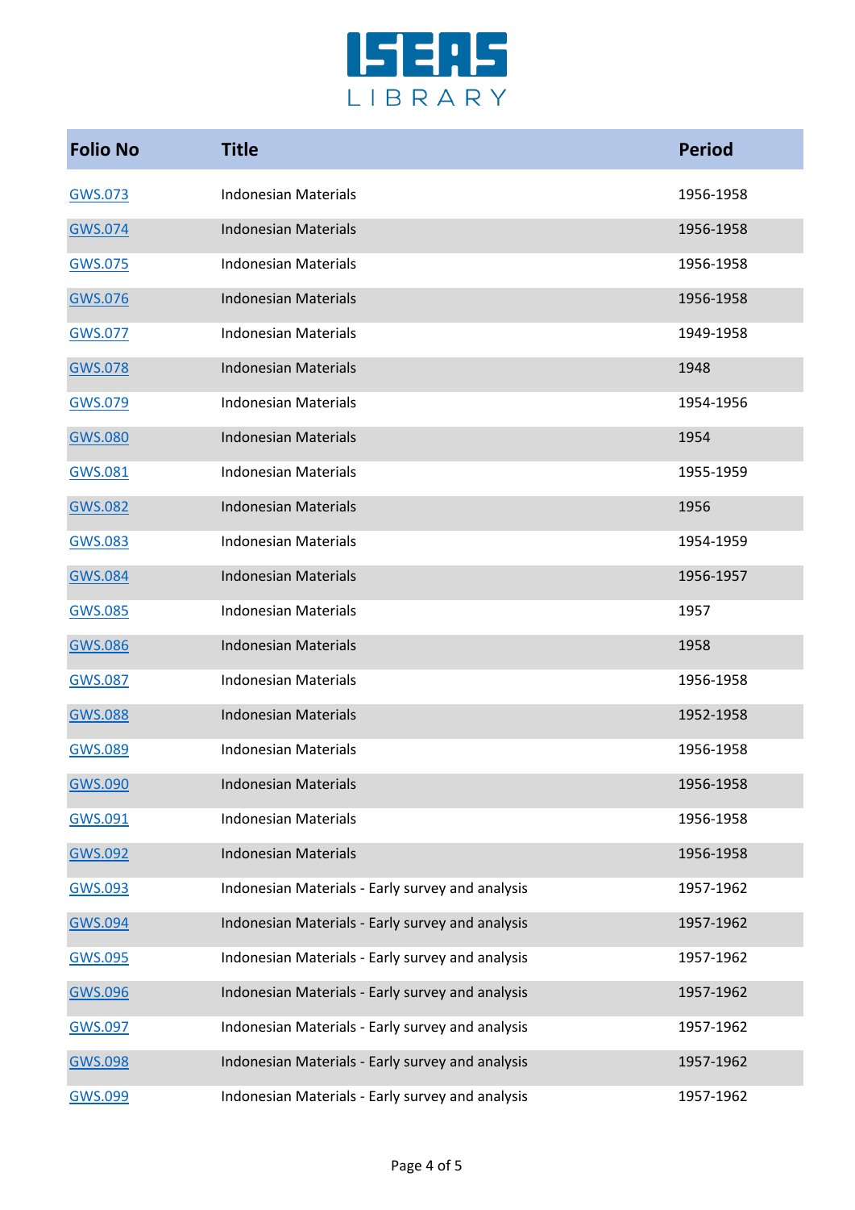| Folio No | Title | Period |
|---|---|---|
| GWS.073 | Indonesian Materials | 1956-1958 |
| GWS.074 | Indonesian Materials | 1956-1958 |
| GWS.075 | Indonesian Materials | 1956-1958 |
| GWS.076 | Indonesian Materials | 1956-1958 |
| GWS.077 | Indonesian Materials | 1949-1958 |
| GWS.078 | Indonesian Materials | 1948 |
| GWS.079 | Indonesian Materials | 1954-1956 |
| GWS.080 | Indonesian Materials | 1954 |
| GWS.081 | Indonesian Materials | 1955-1959 |
| GWS.082 | Indonesian Materials | 1956 |
| GWS.083 | Indonesian Materials | 1954-1959 |
| GWS.084 | Indonesian Materials | 1956-1957 |
| GWS.085 | Indonesian Materials | 1957 |
| GWS.086 | Indonesian Materials | 1958 |
| GWS.087 | Indonesian Materials | 1956-1958 |
| GWS.088 | Indonesian Materials | 1952-1958 |
| GWS.089 | Indonesian Materials | 1956-1958 |
| GWS.090 | Indonesian Materials | 1956-1958 |
| GWS.091 | Indonesian Materials | 1956-1958 |
| GWS.092 | Indonesian Materials | 1956-1958 |
| GWS.093 | Indonesian Materials - Early survey and analysis | 1957-1962 |
| GWS.094 | Indonesian Materials - Early survey and analysis | 1957-1962 |
| GWS.095 | Indonesian Materials - Early survey and analysis | 1957-1962 |
| GWS.096 | Indonesian Materials - Early survey and analysis | 1957-1962 |
| GWS.097 | Indonesian Materials - Early survey and analysis | 1957-1962 |
| GWS.098 | Indonesian Materials - Early survey and analysis | 1957-1962 |
| GWS.099 | Indonesian Materials - Early survey and analysis | 1957-1962 |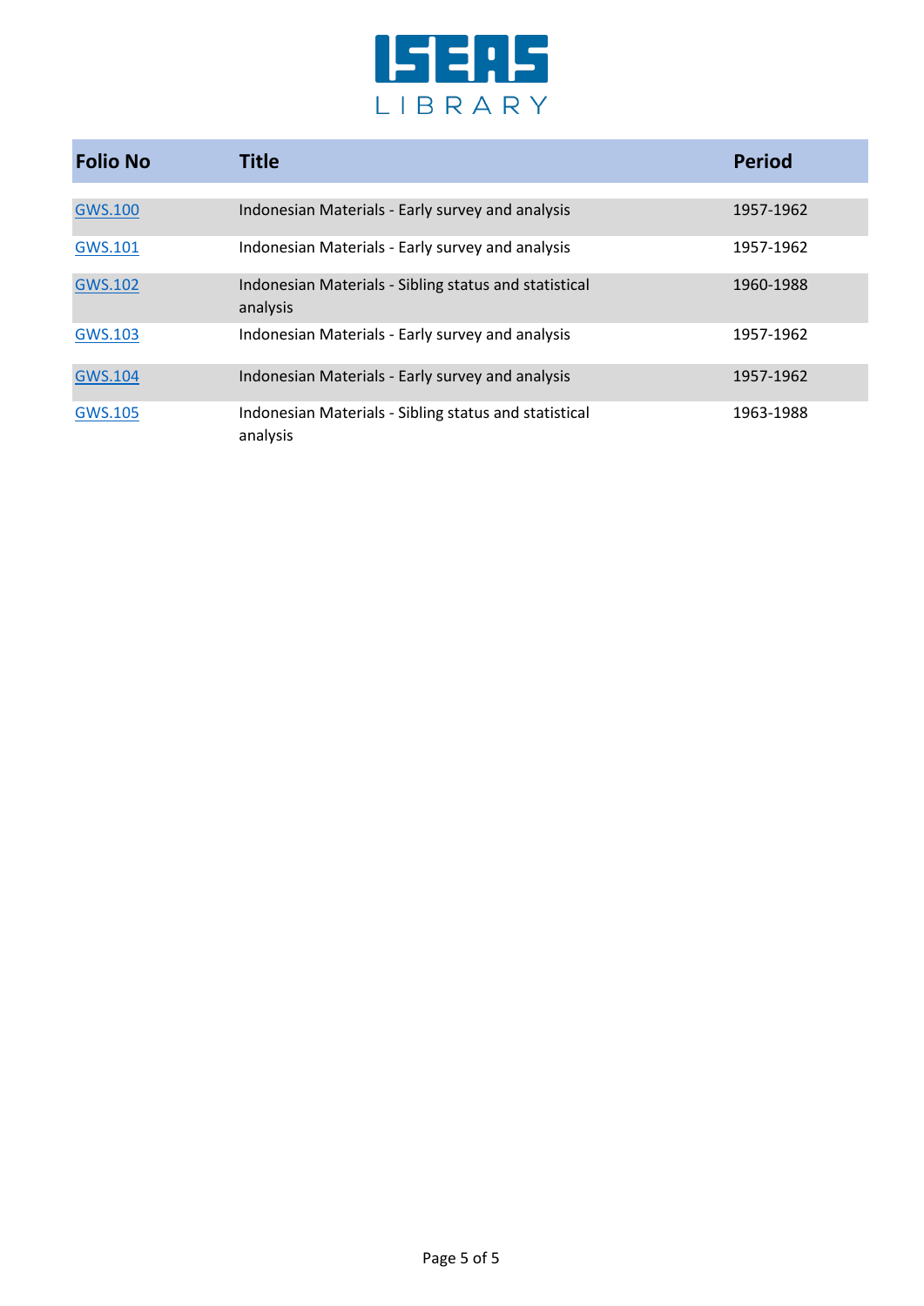| Folio No | Title | Period |
|---|---|---|
| GWS.100 | Indonesian Materials - Early survey and analysis | 1957-1962 |
| GWS.101 | Indonesian Materials - Early survey and analysis | 1957-1962 |
| GWS.102 | Indonesian Materials - Sibling status and statistical analysis | 1960-1988 |
| GWS.103 | Indonesian Materials - Early survey and analysis | 1957-1962 |
| GWS.104 | Indonesian Materials - Early survey and analysis | 1957-1962 |
| GWS.105 | Indonesian Materials - Sibling status and statistical analysis | 1963-1988 |